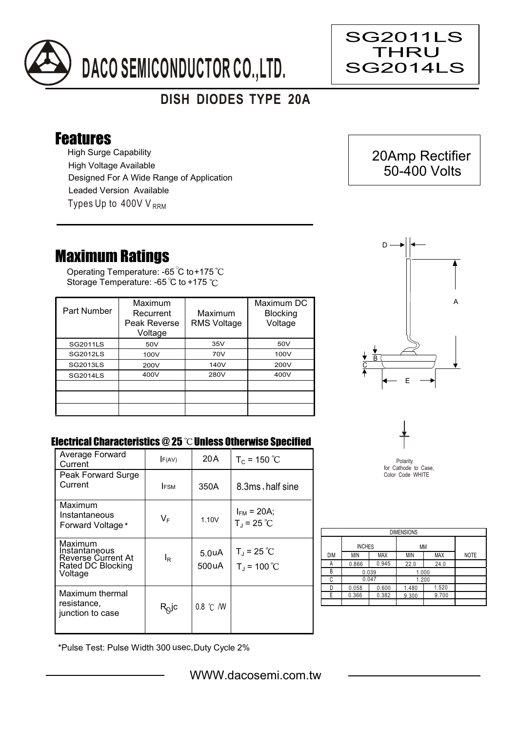# DACO SEMICONDUCTOR CO.,LTD.

SG2011LS THRU SG2014LS

## DISH DIODES TYPE 20A

## Features

- High Surge Capability
- High Voltage Available
- Designed For A Wide Range of Application
- Leaded Version Available
- Types Up to 400V $V_{RRM}$

20Amp Rectifier
50-400 Volts

## Maximum Ratings

Operating Temperature: -65 ℃ to +175 ℃
Storage Temperature: -65 ℃ to +175 ℃

| Part Number | Maximum Recurrent Peak Reverse Voltage | Maximum RMS Voltage | Maximum DC Blocking Voltage |
|---|---|---|---|
| SG2011LS | 50V | 35V | 50V |
| SG2012LS | 100V | 70V | 100V |
| SG2013LS | 200V | 140V | 200V |
| SG2014LS | 400V | 280V | 400V |
| | | | |
| | | | |
| | | | |

### Electrical Characteristics @ 25 ℃ Unless Otherwise Specified

| | | | |
|---|---|---|---|
| Average Forward Current | $I_{F(AV)}$ | 20A | $T_C$ = 150 ℃ |
| Peak Forward Surge Current | $I_{FSM}$ | 350A | 8.3ms , half sine |
| Maximum Instantaneous Forward Voltage * | $V_F$ | 1.10V | $I_{FM}$ = 20A; $T_J$ = 25 ℃ |
| Maximum Instantaneous Reverse Current At Rated DC Blocking Voltage | $I_R$ | 5.0uA<br>500uA | $T_J$ = 25 ℃<br>$T_J$ = 100 ℃ |
| Maximum thermal resistance, junction to case | $R_{\theta}jc$ | 0.8 ℃ /W | |

*Pulse Test: Pulse Width 300 usec, Duty Cycle 2%

Polarity for Cathode to Case, Color Code WHITE

| DIMENSIONS | | | | | |
|---|---|---|---|---|---|
| | INCHES | | MM | | |
| DIM | MIN | MAX | MIN | MAX | NOTE |
| A | 0.866 | 0.945 | 22.0 | 24.0 | |
| B | 0.039 | | 1.000 | | |
| C | 0.047 | | 1.200 | | |
| D | 0.058 | 0.600 | 1.480 | 1.520 | |
| E | 0.366 | 0.382 | 9.300 | 9.700 | |

WWW.dacosemi.com.tw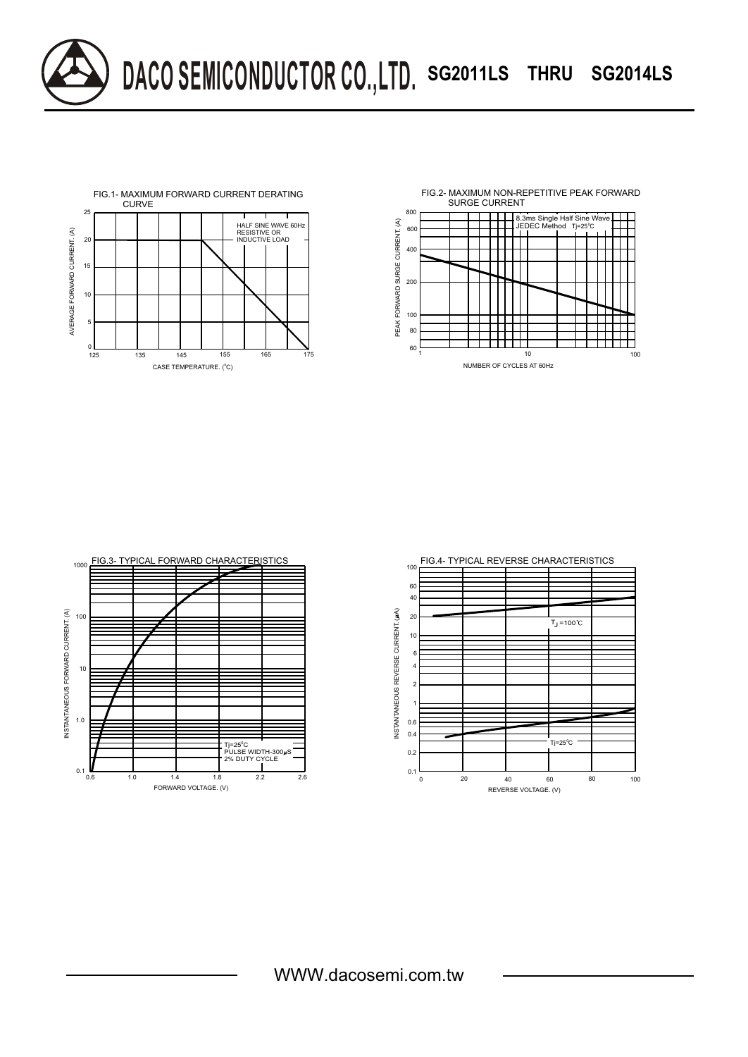FIG.1- MAXIMUM FORWARD CURRENT DERATING CURVE

AVERAGE FORWARD CURRENT. (A)

25
20
15
10
5
0

125 135 145 155 165 175

CASE TEMPERATURE. (°C)

HALF SINE WAVE 60Hz
RESISTIVE OR
INDUCTIVE LOAD

FIG.2- MAXIMUM NON-REPETITIVE PEAK FORWARD SURGE CURRENT

PEAK FORWARD SURGE CURRENT. (A)

800
600
400
200
100
80
60

1 10 100

NUMBER OF CYCLES AT 60Hz

8.3ms Single Half Sine Wave
JEDEC Method Tj=25°C

FIG.3- TYPICAL FORWARD CHARACTERISTICS

INSTANTANEOUS FORWARD CURRENT. (A)

1000
100
10
1.0
0.1

0.6 1.0 1.4 1.8 2.2 2.6

FORWARD VOLTAGE. (V)

Tj=25°C
PULSE WIDTH-300μS
2% DUTY CYCLE

FIG.4- TYPICAL REVERSE CHARACTERISTICS

INSTANTANEOUS REVERSE CURRENT. (μA)

100
60
40
20
10
6
4
2
1
0.6
0.4
0.2
0.1

0 20 40 60 80 100

REVERSE VOLTAGE. (V)

$T_J$ =100°C

Tj=25°C

WWW.dacosemi.com.tw